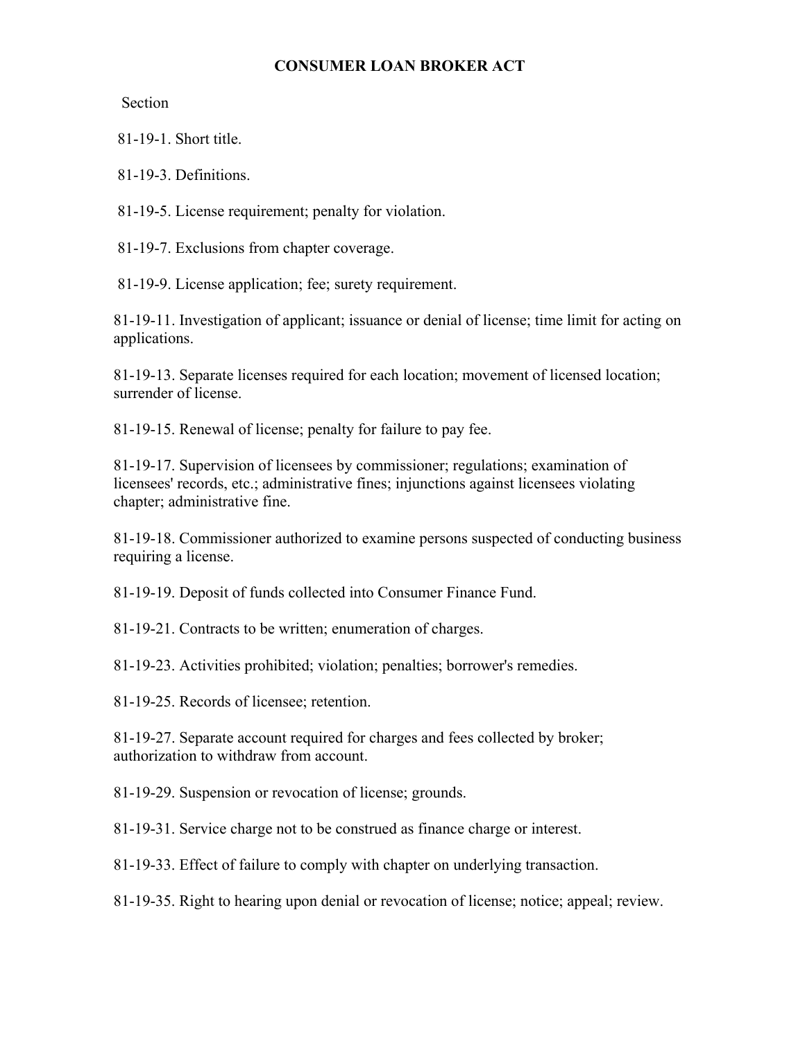# CONSUMER LOAN BROKER ACT

Section

81-19-1. Short title.

81-19-3. Definitions.

81-19-5. License requirement; penalty for violation.

81-19-7. Exclusions from chapter coverage.

81-19-9. License application; fee; surety requirement.

81-19-11. Investigation of applicant; issuance or denial of license; time limit for acting on applications.

81-19-13. Separate licenses required for each location; movement of licensed location; surrender of license.

81-19-15. Renewal of license; penalty for failure to pay fee.

81-19-17. Supervision of licensees by commissioner; regulations; examination of licensees' records, etc.; administrative fines; injunctions against licensees violating chapter; administrative fine.

81-19-18. Commissioner authorized to examine persons suspected of conducting business requiring a license.

81-19-19. Deposit of funds collected into Consumer Finance Fund.

81-19-21. Contracts to be written; enumeration of charges.

81-19-23. Activities prohibited; violation; penalties; borrower's remedies.

81-19-25. Records of licensee; retention.

81-19-27. Separate account required for charges and fees collected by broker; authorization to withdraw from account.

81-19-29. Suspension or revocation of license; grounds.

81-19-31. Service charge not to be construed as finance charge or interest.

81-19-33. Effect of failure to comply with chapter on underlying transaction.

81-19-35. Right to hearing upon denial or revocation of license; notice; appeal; review.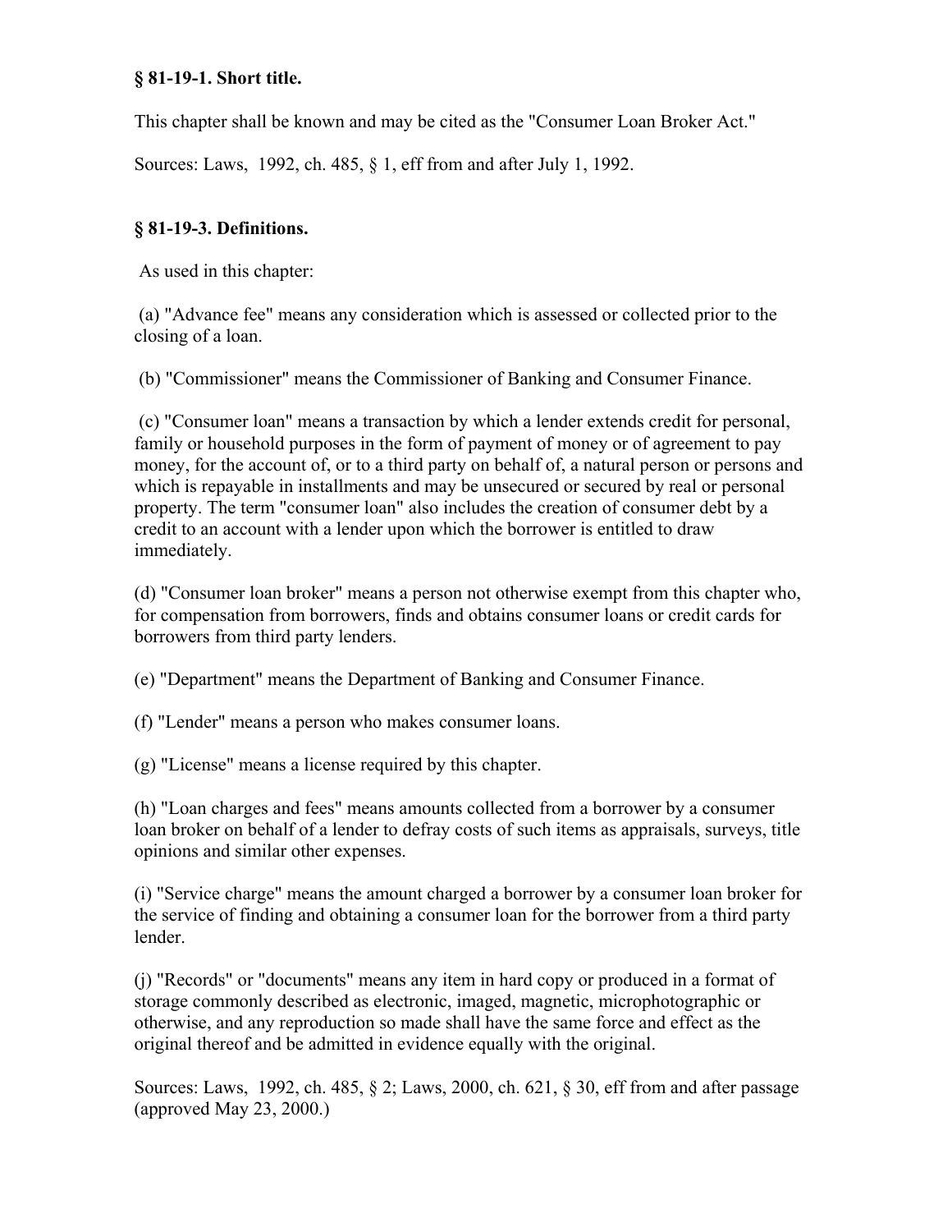**§ 81-19-1. Short title.**

This chapter shall be known and may be cited as the "Consumer Loan Broker Act."

Sources: Laws, 1992, ch. 485, § 1, eff from and after July 1, 1992.

**§ 81-19-3. Definitions.**

As used in this chapter:

(a) "Advance fee" means any consideration which is assessed or collected prior to the closing of a loan.

(b) "Commissioner" means the Commissioner of Banking and Consumer Finance.

(c) "Consumer loan" means a transaction by which a lender extends credit for personal, family or household purposes in the form of payment of money or of agreement to pay money, for the account of, or to a third party on behalf of, a natural person or persons and which is repayable in installments and may be unsecured or secured by real or personal property. The term "consumer loan" also includes the creation of consumer debt by a credit to an account with a lender upon which the borrower is entitled to draw immediately.

(d) "Consumer loan broker" means a person not otherwise exempt from this chapter who, for compensation from borrowers, finds and obtains consumer loans or credit cards for borrowers from third party lenders.

(e) "Department" means the Department of Banking and Consumer Finance.

(f) "Lender" means a person who makes consumer loans.

(g) "License" means a license required by this chapter.

(h) "Loan charges and fees" means amounts collected from a borrower by a consumer loan broker on behalf of a lender to defray costs of such items as appraisals, surveys, title opinions and similar other expenses.

(i) "Service charge" means the amount charged a borrower by a consumer loan broker for the service of finding and obtaining a consumer loan for the borrower from a third party lender.

(j) "Records" or "documents" means any item in hard copy or produced in a format of storage commonly described as electronic, imaged, magnetic, microphotographic or otherwise, and any reproduction so made shall have the same force and effect as the original thereof and be admitted in evidence equally with the original.

Sources: Laws, 1992, ch. 485, § 2; Laws, 2000, ch. 621, § 30, eff from and after passage (approved May 23, 2000.)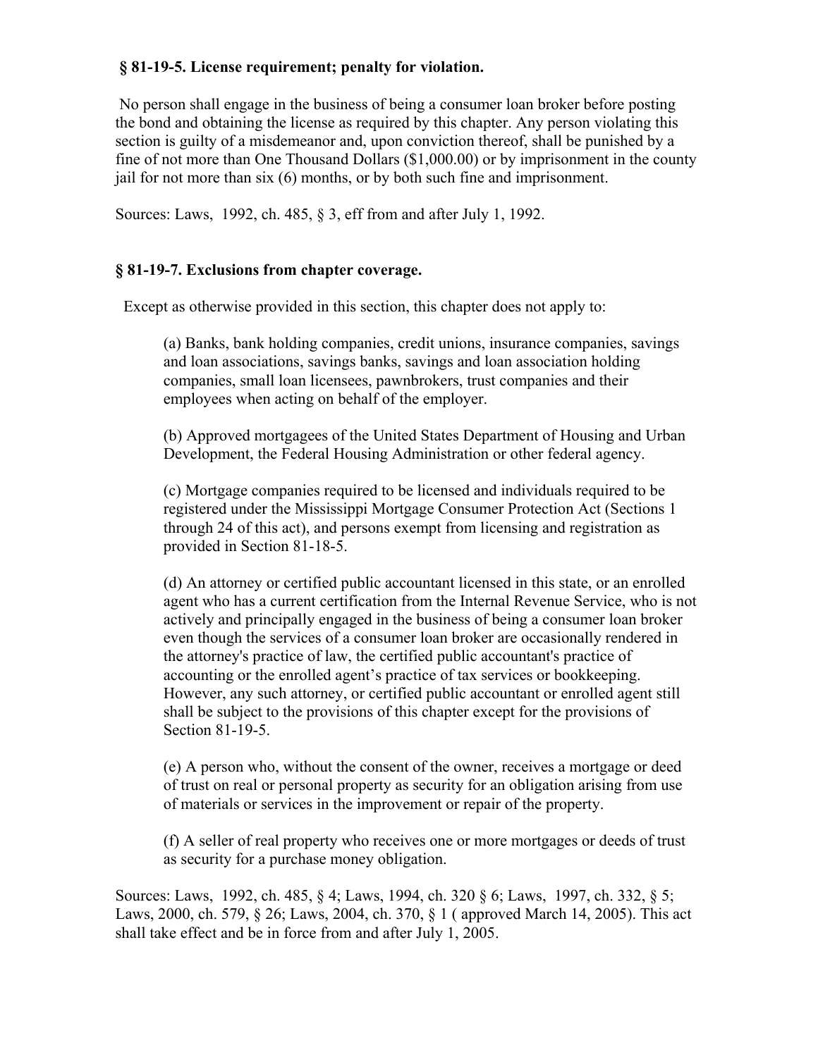### § 81-19-5. License requirement; penalty for violation.

No person shall engage in the business of being a consumer loan broker before posting the bond and obtaining the license as required by this chapter. Any person violating this section is guilty of a misdemeanor and, upon conviction thereof, shall be punished by a fine of not more than One Thousand Dollars ($1,000.00) or by imprisonment in the county jail for not more than six (6) months, or by both such fine and imprisonment.

Sources: Laws, 1992, ch. 485, § 3, eff from and after July 1, 1992.

### § 81-19-7. Exclusions from chapter coverage.

Except as otherwise provided in this section, this chapter does not apply to:

(a) Banks, bank holding companies, credit unions, insurance companies, savings and loan associations, savings banks, savings and loan association holding companies, small loan licensees, pawnbrokers, trust companies and their employees when acting on behalf of the employer.

(b) Approved mortgagees of the United States Department of Housing and Urban Development, the Federal Housing Administration or other federal agency.

(c) Mortgage companies required to be licensed and individuals required to be registered under the Mississippi Mortgage Consumer Protection Act (Sections 1 through 24 of this act), and persons exempt from licensing and registration as provided in Section 81-18-5.

(d) An attorney or certified public accountant licensed in this state, or an enrolled agent who has a current certification from the Internal Revenue Service, who is not actively and principally engaged in the business of being a consumer loan broker even though the services of a consumer loan broker are occasionally rendered in the attorney's practice of law, the certified public accountant's practice of accounting or the enrolled agent's practice of tax services or bookkeeping. However, any such attorney, or certified public accountant or enrolled agent still shall be subject to the provisions of this chapter except for the provisions of Section 81-19-5.

(e) A person who, without the consent of the owner, receives a mortgage or deed of trust on real or personal property as security for an obligation arising from use of materials or services in the improvement or repair of the property.

(f) A seller of real property who receives one or more mortgages or deeds of trust as security for a purchase money obligation.

Sources: Laws, 1992, ch. 485, § 4; Laws, 1994, ch. 320 § 6; Laws, 1997, ch. 332, § 5; Laws, 2000, ch. 579, § 26; Laws, 2004, ch. 370, § 1 ( approved March 14, 2005). This act shall take effect and be in force from and after July 1, 2005.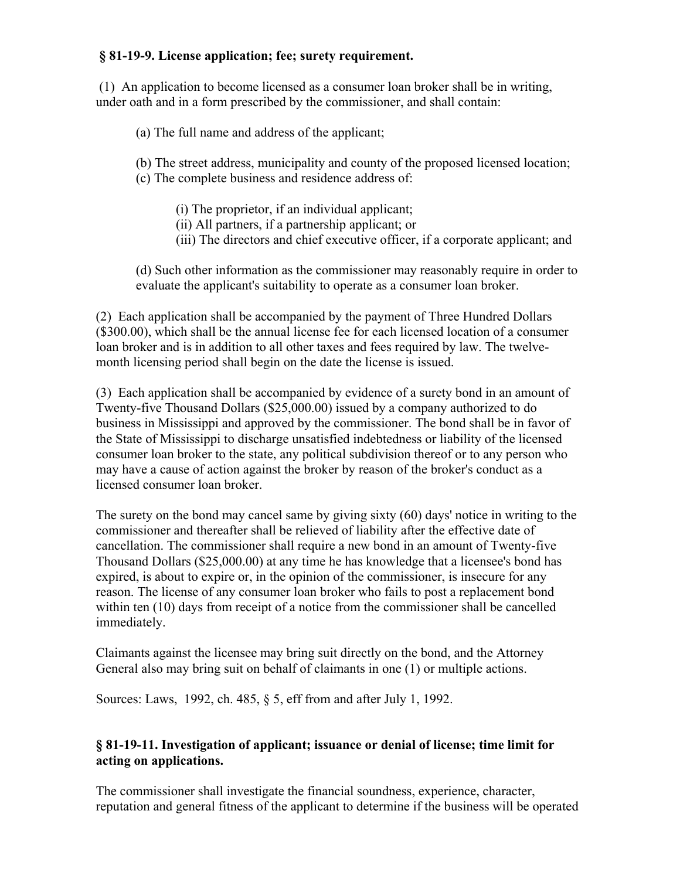**§ 81-19-9. License application; fee; surety requirement.**

(1) An application to become licensed as a consumer loan broker shall be in writing, under oath and in a form prescribed by the commissioner, and shall contain:

(a) The full name and address of the applicant;

(b) The street address, municipality and county of the proposed licensed location;

(c) The complete business and residence address of:

(i) The proprietor, if an individual applicant;
(ii) All partners, if a partnership applicant; or
(iii) The directors and chief executive officer, if a corporate applicant; and

(d) Such other information as the commissioner may reasonably require in order to evaluate the applicant's suitability to operate as a consumer loan broker.

(2) Each application shall be accompanied by the payment of Three Hundred Dollars ($300.00), which shall be the annual license fee for each licensed location of a consumer loan broker and is in addition to all other taxes and fees required by law. The twelve-month licensing period shall begin on the date the license is issued.

(3) Each application shall be accompanied by evidence of a surety bond in an amount of Twenty-five Thousand Dollars ($25,000.00) issued by a company authorized to do business in Mississippi and approved by the commissioner. The bond shall be in favor of the State of Mississippi to discharge unsatisfied indebtedness or liability of the licensed consumer loan broker to the state, any political subdivision thereof or to any person who may have a cause of action against the broker by reason of the broker's conduct as a licensed consumer loan broker.

The surety on the bond may cancel same by giving sixty (60) days' notice in writing to the commissioner and thereafter shall be relieved of liability after the effective date of cancellation. The commissioner shall require a new bond in an amount of Twenty-five Thousand Dollars ($25,000.00) at any time he has knowledge that a licensee's bond has expired, is about to expire or, in the opinion of the commissioner, is insecure for any reason. The license of any consumer loan broker who fails to post a replacement bond within ten (10) days from receipt of a notice from the commissioner shall be cancelled immediately.

Claimants against the licensee may bring suit directly on the bond, and the Attorney General also may bring suit on behalf of claimants in one (1) or multiple actions.

Sources: Laws, 1992, ch. 485, § 5, eff from and after July 1, 1992.

**§ 81-19-11. Investigation of applicant; issuance or denial of license; time limit for acting on applications.**

The commissioner shall investigate the financial soundness, experience, character, reputation and general fitness of the applicant to determine if the business will be operated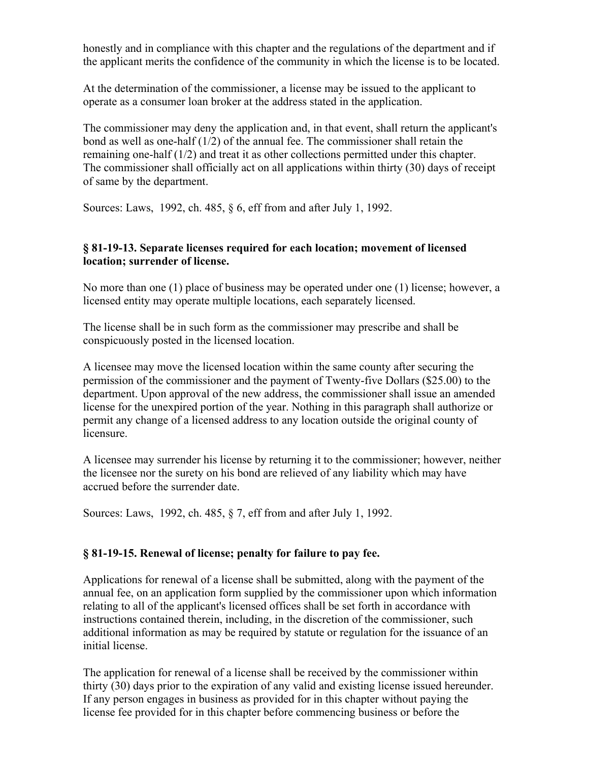honestly and in compliance with this chapter and the regulations of the department and if the applicant merits the confidence of the community in which the license is to be located.

At the determination of the commissioner, a license may be issued to the applicant to operate as a consumer loan broker at the address stated in the application.

The commissioner may deny the application and, in that event, shall return the applicant's bond as well as one-half (1/2) of the annual fee. The commissioner shall retain the remaining one-half (1/2) and treat it as other collections permitted under this chapter. The commissioner shall officially act on all applications within thirty (30) days of receipt of same by the department.

Sources: Laws, 1992, ch. 485, § 6, eff from and after July 1, 1992.

### § 81-19-13. Separate licenses required for each location; movement of licensed location; surrender of license.

No more than one (1) place of business may be operated under one (1) license; however, a licensed entity may operate multiple locations, each separately licensed.

The license shall be in such form as the commissioner may prescribe and shall be conspicuously posted in the licensed location.

A licensee may move the licensed location within the same county after securing the permission of the commissioner and the payment of Twenty-five Dollars ($25.00) to the department. Upon approval of the new address, the commissioner shall issue an amended license for the unexpired portion of the year. Nothing in this paragraph shall authorize or permit any change of a licensed address to any location outside the original county of licensure.

A licensee may surrender his license by returning it to the commissioner; however, neither the licensee nor the surety on his bond are relieved of any liability which may have accrued before the surrender date.

Sources: Laws, 1992, ch. 485, § 7, eff from and after July 1, 1992.

### § 81-19-15. Renewal of license; penalty for failure to pay fee.

Applications for renewal of a license shall be submitted, along with the payment of the annual fee, on an application form supplied by the commissioner upon which information relating to all of the applicant's licensed offices shall be set forth in accordance with instructions contained therein, including, in the discretion of the commissioner, such additional information as may be required by statute or regulation for the issuance of an initial license.

The application for renewal of a license shall be received by the commissioner within thirty (30) days prior to the expiration of any valid and existing license issued hereunder. If any person engages in business as provided for in this chapter without paying the license fee provided for in this chapter before commencing business or before the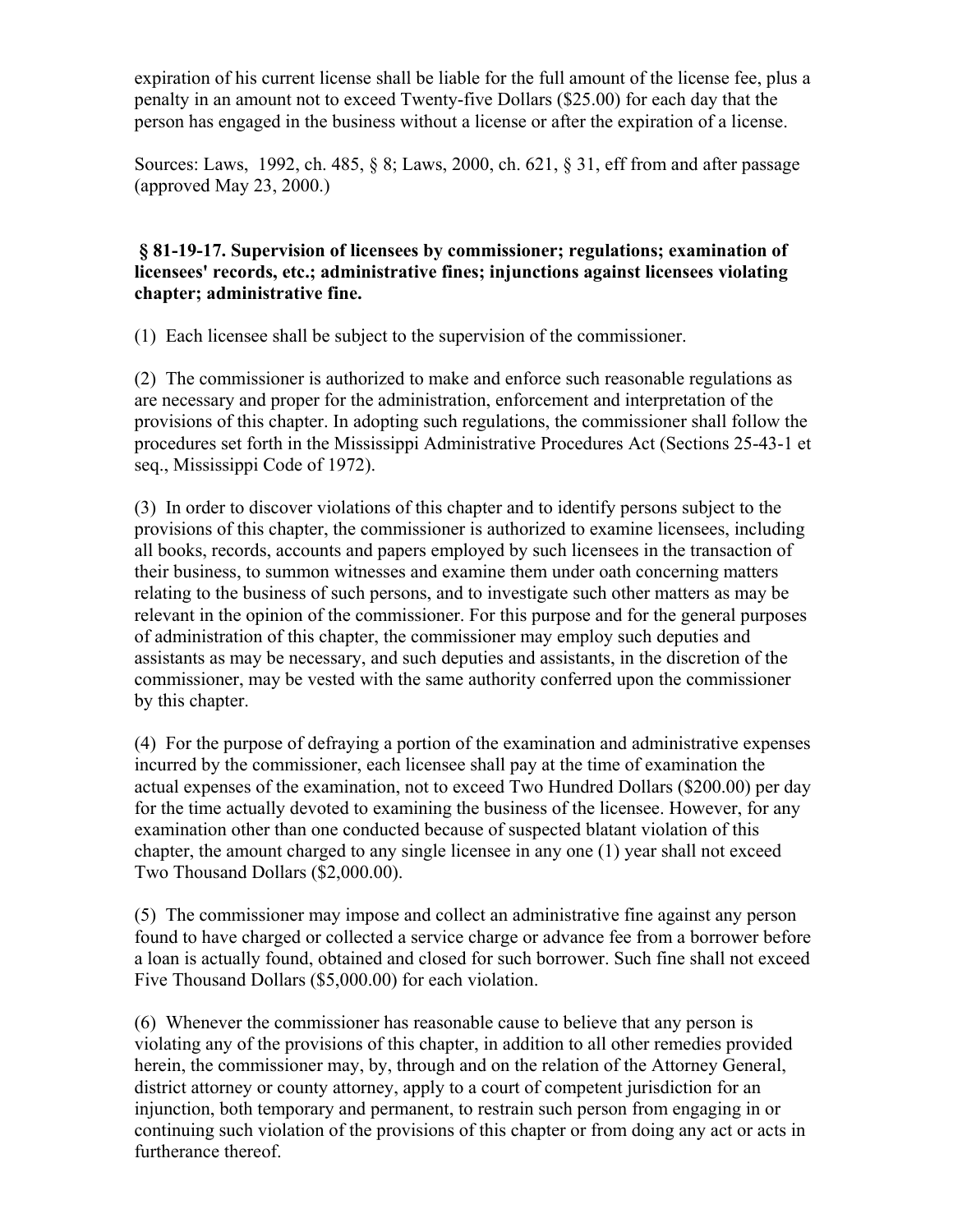expiration of his current license shall be liable for the full amount of the license fee, plus a penalty in an amount not to exceed Twenty-five Dollars ($25.00) for each day that the person has engaged in the business without a license or after the expiration of a license.

Sources: Laws, 1992, ch. 485, § 8; Laws, 2000, ch. 621, § 31, eff from and after passage (approved May 23, 2000.)

**§ 81-19-17. Supervision of licensees by commissioner; regulations; examination of licensees' records, etc.; administrative fines; injunctions against licensees violating chapter; administrative fine.**

(1) Each licensee shall be subject to the supervision of the commissioner.

(2) The commissioner is authorized to make and enforce such reasonable regulations as are necessary and proper for the administration, enforcement and interpretation of the provisions of this chapter. In adopting such regulations, the commissioner shall follow the procedures set forth in the Mississippi Administrative Procedures Act (Sections 25-43-1 et seq., Mississippi Code of 1972).

(3) In order to discover violations of this chapter and to identify persons subject to the provisions of this chapter, the commissioner is authorized to examine licensees, including all books, records, accounts and papers employed by such licensees in the transaction of their business, to summon witnesses and examine them under oath concerning matters relating to the business of such persons, and to investigate such other matters as may be relevant in the opinion of the commissioner. For this purpose and for the general purposes of administration of this chapter, the commissioner may employ such deputies and assistants as may be necessary, and such deputies and assistants, in the discretion of the commissioner, may be vested with the same authority conferred upon the commissioner by this chapter.

(4) For the purpose of defraying a portion of the examination and administrative expenses incurred by the commissioner, each licensee shall pay at the time of examination the actual expenses of the examination, not to exceed Two Hundred Dollars ($200.00) per day for the time actually devoted to examining the business of the licensee. However, for any examination other than one conducted because of suspected blatant violation of this chapter, the amount charged to any single licensee in any one (1) year shall not exceed Two Thousand Dollars ($2,000.00).

(5) The commissioner may impose and collect an administrative fine against any person found to have charged or collected a service charge or advance fee from a borrower before a loan is actually found, obtained and closed for such borrower. Such fine shall not exceed Five Thousand Dollars ($5,000.00) for each violation.

(6) Whenever the commissioner has reasonable cause to believe that any person is violating any of the provisions of this chapter, in addition to all other remedies provided herein, the commissioner may, by, through and on the relation of the Attorney General, district attorney or county attorney, apply to a court of competent jurisdiction for an injunction, both temporary and permanent, to restrain such person from engaging in or continuing such violation of the provisions of this chapter or from doing any act or acts in furtherance thereof.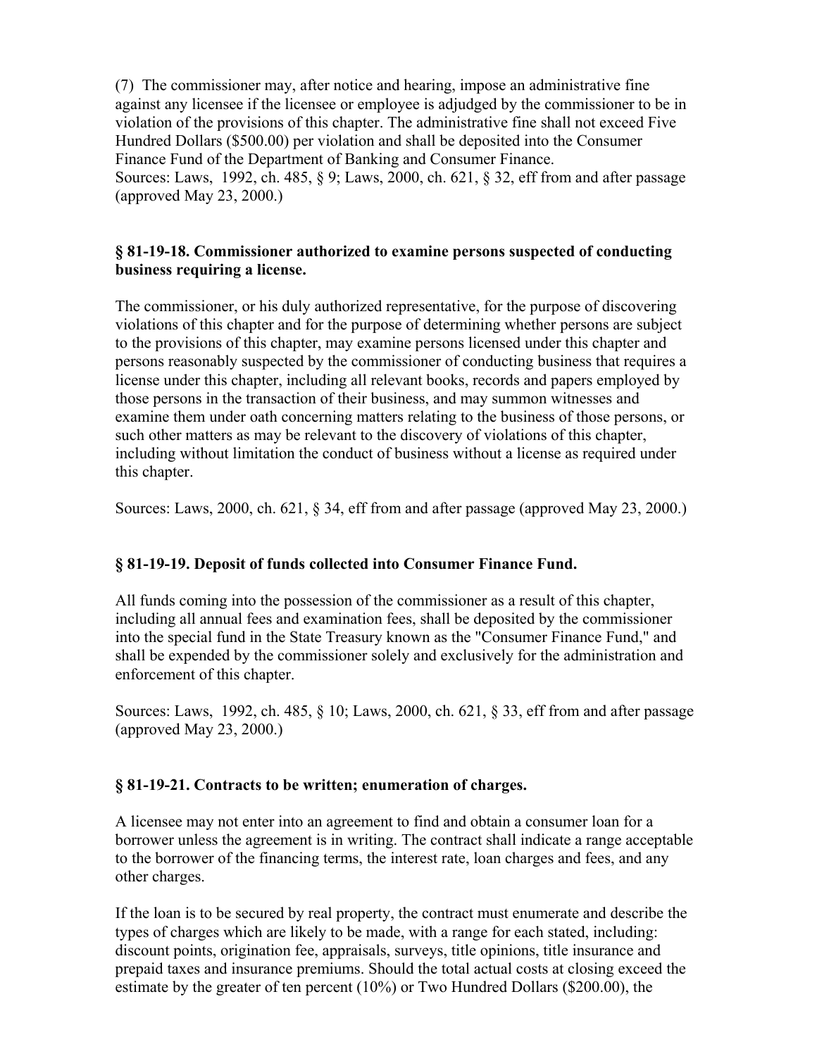(7) The commissioner may, after notice and hearing, impose an administrative fine against any licensee if the licensee or employee is adjudged by the commissioner to be in violation of the provisions of this chapter. The administrative fine shall not exceed Five Hundred Dollars ($500.00) per violation and shall be deposited into the Consumer Finance Fund of the Department of Banking and Consumer Finance.
Sources: Laws, 1992, ch. 485, § 9; Laws, 2000, ch. 621, § 32, eff from and after passage (approved May 23, 2000.)

### § 81-19-18. Commissioner authorized to examine persons suspected of conducting business requiring a license.

The commissioner, or his duly authorized representative, for the purpose of discovering violations of this chapter and for the purpose of determining whether persons are subject to the provisions of this chapter, may examine persons licensed under this chapter and persons reasonably suspected by the commissioner of conducting business that requires a license under this chapter, including all relevant books, records and papers employed by those persons in the transaction of their business, and may summon witnesses and examine them under oath concerning matters relating to the business of those persons, or such other matters as may be relevant to the discovery of violations of this chapter, including without limitation the conduct of business without a license as required under this chapter.

Sources: Laws, 2000, ch. 621, § 34, eff from and after passage (approved May 23, 2000.)

### § 81-19-19. Deposit of funds collected into Consumer Finance Fund.

All funds coming into the possession of the commissioner as a result of this chapter, including all annual fees and examination fees, shall be deposited by the commissioner into the special fund in the State Treasury known as the "Consumer Finance Fund," and shall be expended by the commissioner solely and exclusively for the administration and enforcement of this chapter.

Sources: Laws, 1992, ch. 485, § 10; Laws, 2000, ch. 621, § 33, eff from and after passage (approved May 23, 2000.)

### § 81-19-21. Contracts to be written; enumeration of charges.

A licensee may not enter into an agreement to find and obtain a consumer loan for a borrower unless the agreement is in writing. The contract shall indicate a range acceptable to the borrower of the financing terms, the interest rate, loan charges and fees, and any other charges.

If the loan is to be secured by real property, the contract must enumerate and describe the types of charges which are likely to be made, with a range for each stated, including: discount points, origination fee, appraisals, surveys, title opinions, title insurance and prepaid taxes and insurance premiums. Should the total actual costs at closing exceed the estimate by the greater of ten percent (10%) or Two Hundred Dollars ($200.00), the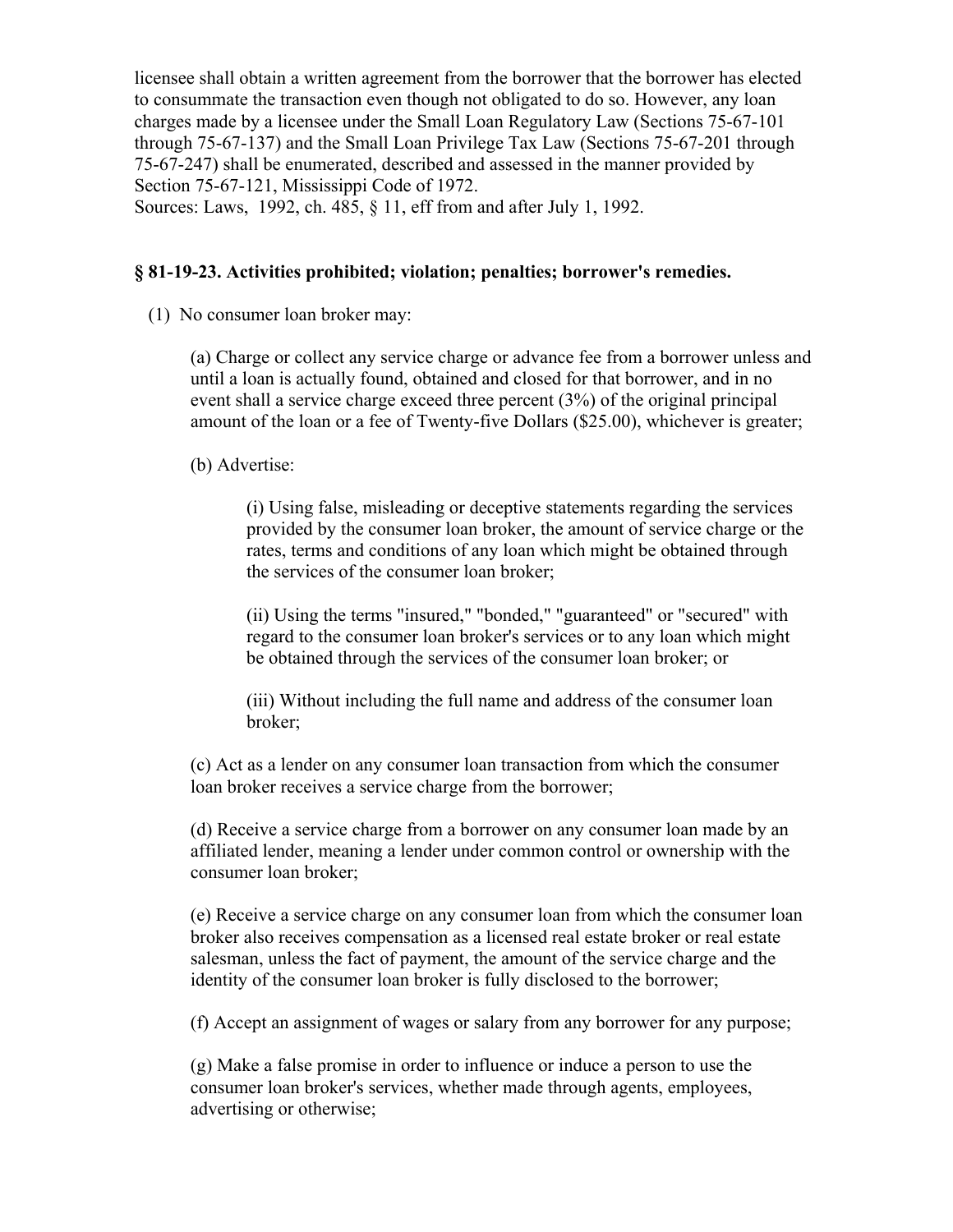licensee shall obtain a written agreement from the borrower that the borrower has elected to consummate the transaction even though not obligated to do so. However, any loan charges made by a licensee under the Small Loan Regulatory Law (Sections 75-67-101 through 75-67-137) and the Small Loan Privilege Tax Law (Sections 75-67-201 through 75-67-247) shall be enumerated, described and assessed in the manner provided by Section 75-67-121, Mississippi Code of 1972.
Sources: Laws, 1992, ch. 485, § 11, eff from and after July 1, 1992.

### § 81-19-23. Activities prohibited; violation; penalties; borrower's remedies.

(1) No consumer loan broker may:

(a) Charge or collect any service charge or advance fee from a borrower unless and until a loan is actually found, obtained and closed for that borrower, and in no event shall a service charge exceed three percent (3%) of the original principal amount of the loan or a fee of Twenty-five Dollars ($25.00), whichever is greater;

(b) Advertise:

(i) Using false, misleading or deceptive statements regarding the services provided by the consumer loan broker, the amount of service charge or the rates, terms and conditions of any loan which might be obtained through the services of the consumer loan broker;

(ii) Using the terms "insured," "bonded," "guaranteed" or "secured" with regard to the consumer loan broker's services or to any loan which might be obtained through the services of the consumer loan broker; or

(iii) Without including the full name and address of the consumer loan broker;

(c) Act as a lender on any consumer loan transaction from which the consumer loan broker receives a service charge from the borrower;

(d) Receive a service charge from a borrower on any consumer loan made by an affiliated lender, meaning a lender under common control or ownership with the consumer loan broker;

(e) Receive a service charge on any consumer loan from which the consumer loan broker also receives compensation as a licensed real estate broker or real estate salesman, unless the fact of payment, the amount of the service charge and the identity of the consumer loan broker is fully disclosed to the borrower;

(f) Accept an assignment of wages or salary from any borrower for any purpose;

(g) Make a false promise in order to influence or induce a person to use the consumer loan broker's services, whether made through agents, employees, advertising or otherwise;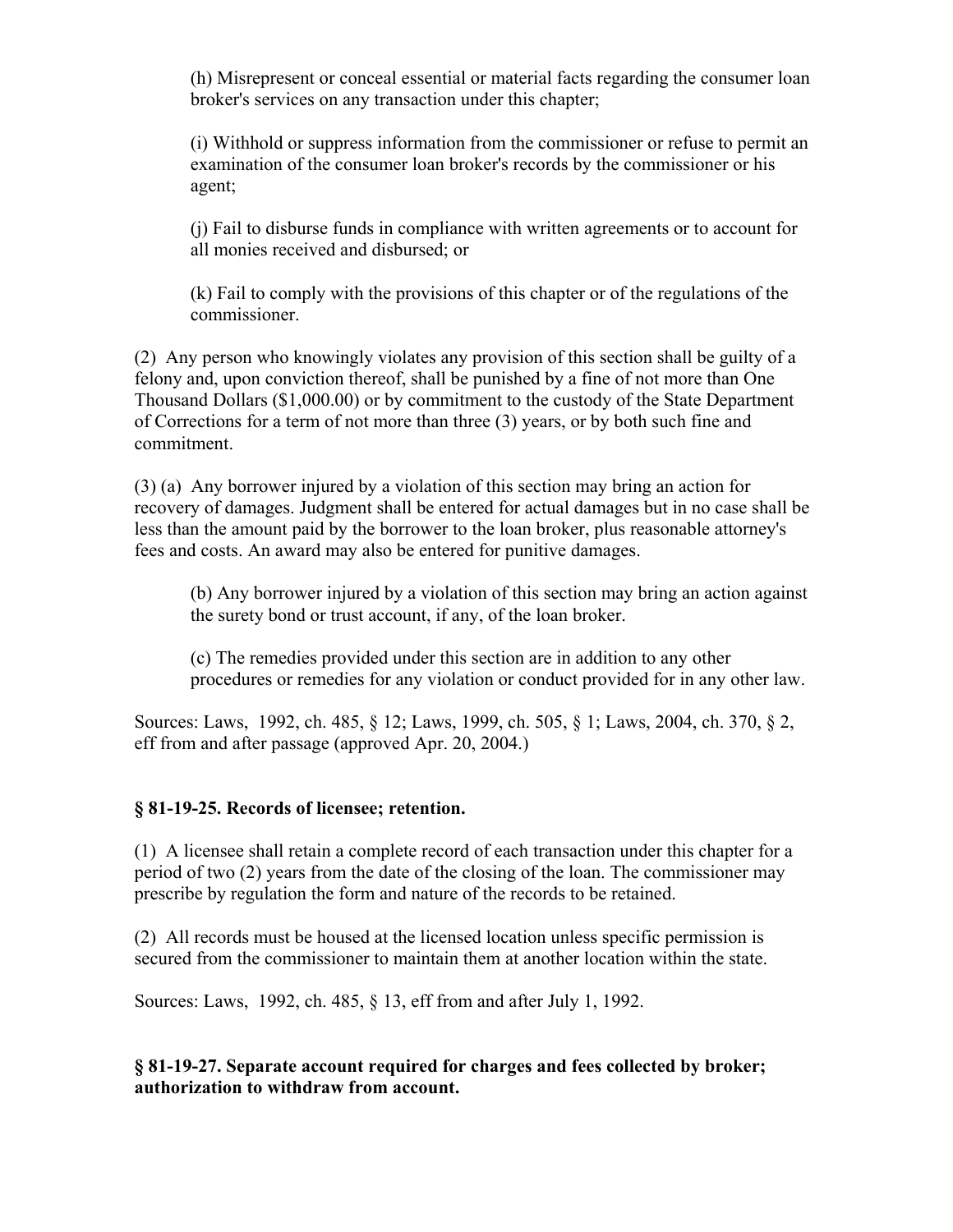(h) Misrepresent or conceal essential or material facts regarding the consumer loan broker's services on any transaction under this chapter;

(i) Withhold or suppress information from the commissioner or refuse to permit an examination of the consumer loan broker's records by the commissioner or his agent;

(j) Fail to disburse funds in compliance with written agreements or to account for all monies received and disbursed; or

(k) Fail to comply with the provisions of this chapter or of the regulations of the commissioner.

(2) Any person who knowingly violates any provision of this section shall be guilty of a felony and, upon conviction thereof, shall be punished by a fine of not more than One Thousand Dollars ($1,000.00) or by commitment to the custody of the State Department of Corrections for a term of not more than three (3) years, or by both such fine and commitment.

(3) (a) Any borrower injured by a violation of this section may bring an action for recovery of damages. Judgment shall be entered for actual damages but in no case shall be less than the amount paid by the borrower to the loan broker, plus reasonable attorney's fees and costs. An award may also be entered for punitive damages.

(b) Any borrower injured by a violation of this section may bring an action against the surety bond or trust account, if any, of the loan broker.

(c) The remedies provided under this section are in addition to any other procedures or remedies for any violation or conduct provided for in any other law.

Sources: Laws, 1992, ch. 485, § 12; Laws, 1999, ch. 505, § 1; Laws, 2004, ch. 370, § 2, eff from and after passage (approved Apr. 20, 2004.)

### § 81-19-25. Records of licensee; retention.

(1) A licensee shall retain a complete record of each transaction under this chapter for a period of two (2) years from the date of the closing of the loan. The commissioner may prescribe by regulation the form and nature of the records to be retained.

(2) All records must be housed at the licensed location unless specific permission is secured from the commissioner to maintain them at another location within the state.

Sources: Laws, 1992, ch. 485, § 13, eff from and after July 1, 1992.

### § 81-19-27. Separate account required for charges and fees collected by broker; authorization to withdraw from account.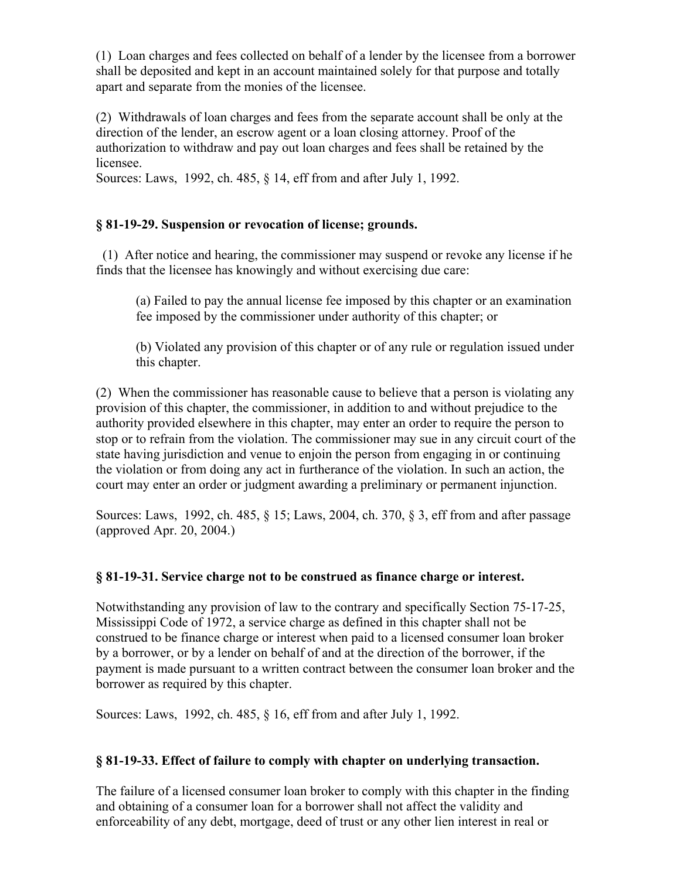(1) Loan charges and fees collected on behalf of a lender by the licensee from a borrower shall be deposited and kept in an account maintained solely for that purpose and totally apart and separate from the monies of the licensee.

(2) Withdrawals of loan charges and fees from the separate account shall be only at the direction of the lender, an escrow agent or a loan closing attorney. Proof of the authorization to withdraw and pay out loan charges and fees shall be retained by the licensee.
Sources: Laws, 1992, ch. 485, § 14, eff from and after July 1, 1992.

### § 81-19-29. Suspension or revocation of license; grounds.

(1) After notice and hearing, the commissioner may suspend or revoke any license if he finds that the licensee has knowingly and without exercising due care:

> (a) Failed to pay the annual license fee imposed by this chapter or an examination fee imposed by the commissioner under authority of this chapter; or
>
> (b) Violated any provision of this chapter or of any rule or regulation issued under this chapter.

(2) When the commissioner has reasonable cause to believe that a person is violating any provision of this chapter, the commissioner, in addition to and without prejudice to the authority provided elsewhere in this chapter, may enter an order to require the person to stop or to refrain from the violation. The commissioner may sue in any circuit court of the state having jurisdiction and venue to enjoin the person from engaging in or continuing the violation or from doing any act in furtherance of the violation. In such an action, the court may enter an order or judgment awarding a preliminary or permanent injunction.

Sources: Laws, 1992, ch. 485, § 15; Laws, 2004, ch. 370, § 3, eff from and after passage (approved Apr. 20, 2004.)

### § 81-19-31. Service charge not to be construed as finance charge or interest.

Notwithstanding any provision of law to the contrary and specifically Section 75-17-25, Mississippi Code of 1972, a service charge as defined in this chapter shall not be construed to be finance charge or interest when paid to a licensed consumer loan broker by a borrower, or by a lender on behalf of and at the direction of the borrower, if the payment is made pursuant to a written contract between the consumer loan broker and the borrower as required by this chapter.

Sources: Laws, 1992, ch. 485, § 16, eff from and after July 1, 1992.

### § 81-19-33. Effect of failure to comply with chapter on underlying transaction.

The failure of a licensed consumer loan broker to comply with this chapter in the finding and obtaining of a consumer loan for a borrower shall not affect the validity and enforceability of any debt, mortgage, deed of trust or any other lien interest in real or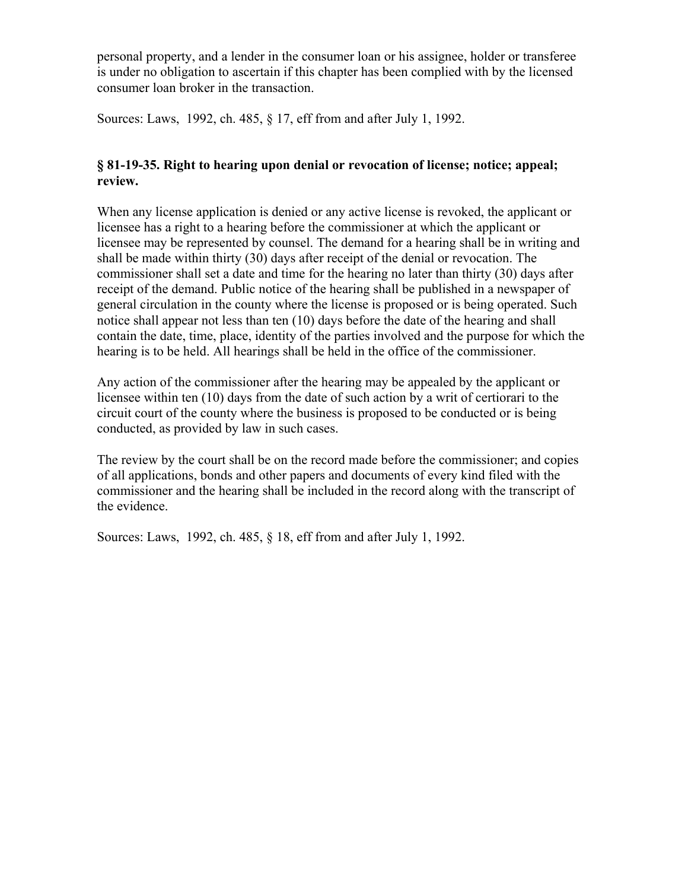personal property, and a lender in the consumer loan or his assignee, holder or transferee is under no obligation to ascertain if this chapter has been complied with by the licensed consumer loan broker in the transaction.

Sources: Laws, 1992, ch. 485, § 17, eff from and after July 1, 1992.

### § 81-19-35. Right to hearing upon denial or revocation of license; notice; appeal; review.

When any license application is denied or any active license is revoked, the applicant or licensee has a right to a hearing before the commissioner at which the applicant or licensee may be represented by counsel. The demand for a hearing shall be in writing and shall be made within thirty (30) days after receipt of the denial or revocation. The commissioner shall set a date and time for the hearing no later than thirty (30) days after receipt of the demand. Public notice of the hearing shall be published in a newspaper of general circulation in the county where the license is proposed or is being operated. Such notice shall appear not less than ten (10) days before the date of the hearing and shall contain the date, time, place, identity of the parties involved and the purpose for which the hearing is to be held. All hearings shall be held in the office of the commissioner.

Any action of the commissioner after the hearing may be appealed by the applicant or licensee within ten (10) days from the date of such action by a writ of certiorari to the circuit court of the county where the business is proposed to be conducted or is being conducted, as provided by law in such cases.

The review by the court shall be on the record made before the commissioner; and copies of all applications, bonds and other papers and documents of every kind filed with the commissioner and the hearing shall be included in the record along with the transcript of the evidence.

Sources: Laws, 1992, ch. 485, § 18, eff from and after July 1, 1992.